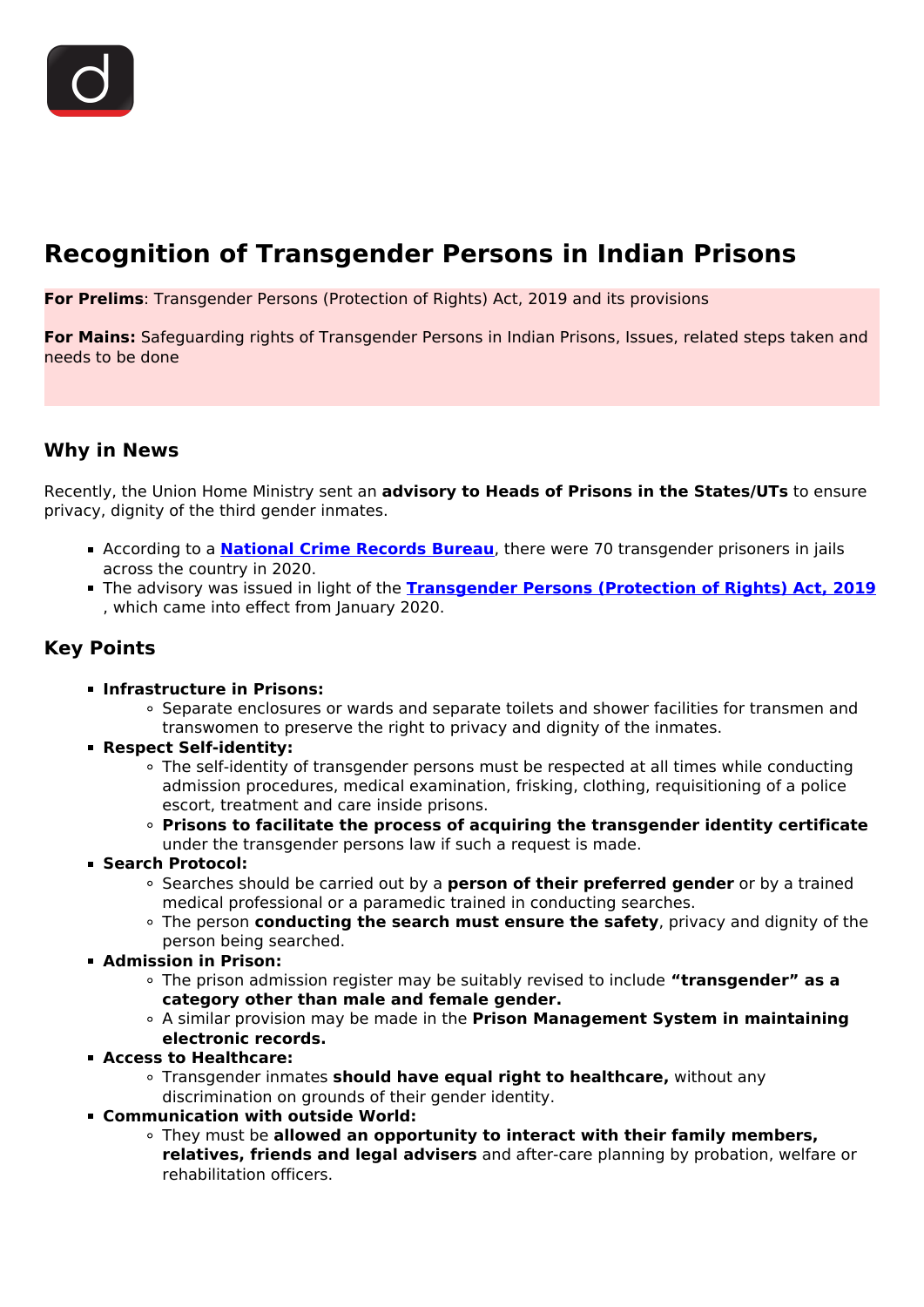# Recognition of Transgender Persons in Indian Prisons

**For Prelims**: Transgender Persons (Protection of Rights) Act, 2019 and its provisions

**For Mains:** Safeguarding rights of Transgender Persons in Indian Prisons, Issues, related steps taken and needs to be done

## Why in News

Recently, the Union Home Ministry sent an **advisory to Heads of Prisons in the States/UTs** to ensure privacy, dignity of the third gender inmates.

- According to a **National Crime Records Bureau**, there were 70 transgender prisoners in jails across the country in 2020.
- The advisory was issued in light of the **Transgender Persons (Protection of Rights) Act, 2019**, which came into effect from January 2020.

## Key Points

- **Infrastructure in Prisons:**
    - Separate enclosures or wards and separate toilets and shower facilities for transmen and transwomen to preserve the right to privacy and dignity of the inmates.
- **Respect Self-identity:**
    - The self-identity of transgender persons must be respected at all times while conducting admission procedures, medical examination, frisking, clothing, requisitioning of a police escort, treatment and care inside prisons.
    - **Prisons to facilitate the process of acquiring the transgender identity certificate** under the transgender persons law if such a request is made.
- **Search Protocol:**
    - Searches should be carried out by a **person of their preferred gender** or by a trained medical professional or a paramedic trained in conducting searches.
    - The person **conducting the search must ensure the safety**, privacy and dignity of the person being searched.
- **Admission in Prison:**
    - The prison admission register may be suitably revised to include **"transgender" as a category other than male and female gender.**
    - A similar provision may be made in the **Prison Management System in maintaining electronic records.**
- **Access to Healthcare:**
    - Transgender inmates **should have equal right to healthcare,** without any discrimination on grounds of their gender identity.
- **Communication with outside World:**
    - They must be **allowed an opportunity to interact with their family members, relatives, friends and legal advisers** and after-care planning by probation, welfare or rehabilitation officers.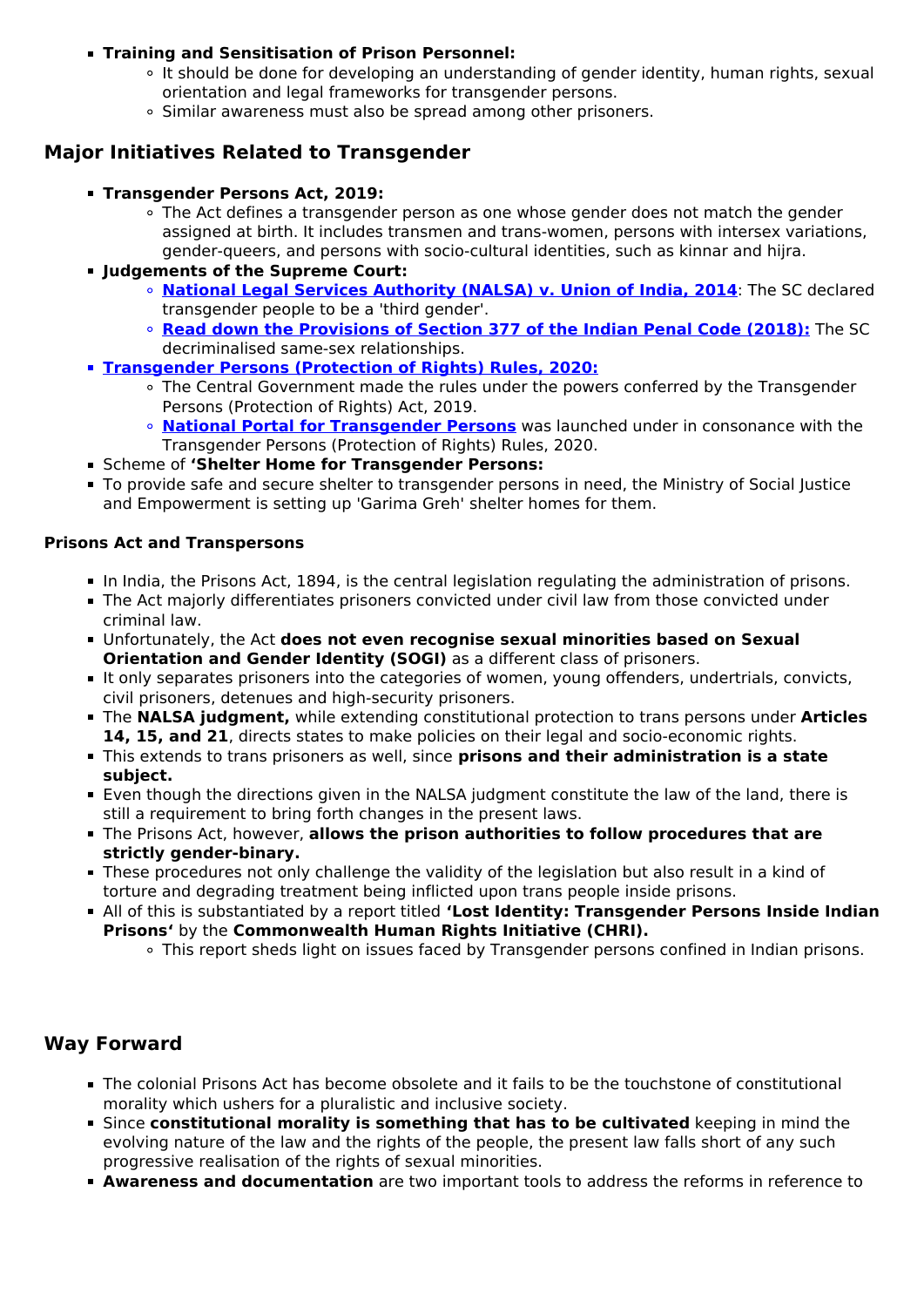- **Training and Sensitisation of Prison Personnel:**
    - It should be done for developing an understanding of gender identity, human rights, sexual orientation and legal frameworks for transgender persons.
    - Similar awareness must also be spread among other prisoners.

## Major Initiatives Related to Transgender

- **Transgender Persons Act, 2019:**
    - The Act defines a transgender person as one whose gender does not match the gender assigned at birth. It includes transmen and trans-women, persons with intersex variations, gender-queers, and persons with socio-cultural identities, such as kinnar and hijra.
- **Judgements of the Supreme Court:**
    - **National Legal Services Authority (NALSA) v. Union of India, 2014**: The SC declared transgender people to be a 'third gender'.
    - **Read down the Provisions of Section 377 of the Indian Penal Code (2018):** The SC decriminalised same-sex relationships.
- **Transgender Persons (Protection of Rights) Rules, 2020:**
    - The Central Government made the rules under the powers conferred by the Transgender Persons (Protection of Rights) Act, 2019.
    - **National Portal for Transgender Persons** was launched under in consonance with the Transgender Persons (Protection of Rights) Rules, 2020.
- Scheme of **'Shelter Home for Transgender Persons:**
- To provide safe and secure shelter to transgender persons in need, the Ministry of Social Justice and Empowerment is setting up 'Garima Greh' shelter homes for them.

### Prisons Act and Transpersons

- In India, the Prisons Act, 1894, is the central legislation regulating the administration of prisons.
- The Act majorly differentiates prisoners convicted under civil law from those convicted under criminal law.
- Unfortunately, the Act **does not even recognise sexual minorities based on Sexual Orientation and Gender Identity (SOGI)** as a different class of prisoners.
- It only separates prisoners into the categories of women, young offenders, undertrials, convicts, civil prisoners, detenues and high-security prisoners.
- The **NALSA judgment,** while extending constitutional protection to trans persons under **Articles 14, 15, and 21**, directs states to make policies on their legal and socio-economic rights.
- This extends to trans prisoners as well, since **prisons and their administration is a state subject.**
- Even though the directions given in the NALSA judgment constitute the law of the land, there is still a requirement to bring forth changes in the present laws.
- The Prisons Act, however, **allows the prison authorities to follow procedures that are strictly gender-binary.**
- These procedures not only challenge the validity of the legislation but also result in a kind of torture and degrading treatment being inflicted upon trans people inside prisons.
- All of this is substantiated by a report titled **'Lost Identity: Transgender Persons Inside Indian Prisons'** by the **Commonwealth Human Rights Initiative (CHRI).**
    - This report sheds light on issues faced by Transgender persons confined in Indian prisons.

## Way Forward

- The colonial Prisons Act has become obsolete and it fails to be the touchstone of constitutional morality which ushers for a pluralistic and inclusive society.
- Since **constitutional morality is something that has to be cultivated** keeping in mind the evolving nature of the law and the rights of the people, the present law falls short of any such progressive realisation of the rights of sexual minorities.
- **Awareness and documentation** are two important tools to address the reforms in reference to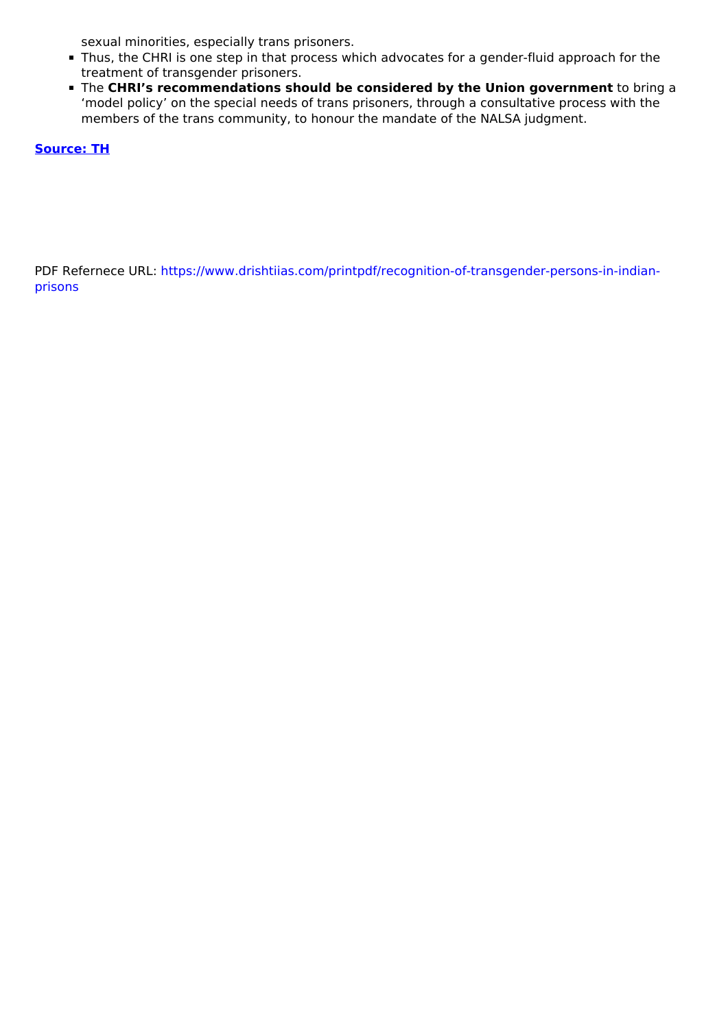sexual minorities, especially trans prisoners.

- Thus, the CHRI is one step in that process which advocates for a gender-fluid approach for the treatment of transgender prisoners.
- The **CHRI's recommendations should be considered by the Union government** to bring a 'model policy' on the special needs of trans prisoners, through a consultative process with the members of the trans community, to honour the mandate of the NALSA judgment.

**Source: TH**

PDF Refernece URL: https://www.drishtiias.com/printpdf/recognition-of-transgender-persons-in-indian-prisons